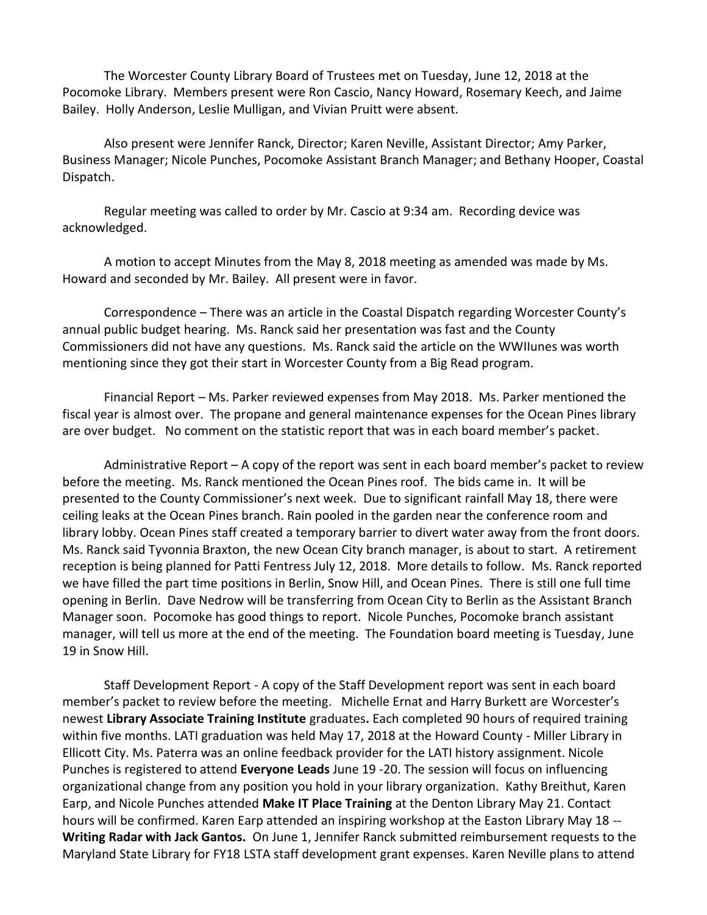The Worcester County Library Board of Trustees met on Tuesday, June 12, 2018 at the Pocomoke Library. Members present were Ron Cascio, Nancy Howard, Rosemary Keech, and Jaime Bailey. Holly Anderson, Leslie Mulligan, and Vivian Pruitt were absent.

Also present were Jennifer Ranck, Director; Karen Neville, Assistant Director; Amy Parker, Business Manager; Nicole Punches, Pocomoke Assistant Branch Manager; and Bethany Hooper, Coastal Dispatch.

Regular meeting was called to order by Mr. Cascio at 9:34 am. Recording device was acknowledged.

A motion to accept Minutes from the May 8, 2018 meeting as amended was made by Ms. Howard and seconded by Mr. Bailey. All present were in favor.

Correspondence – There was an article in the Coastal Dispatch regarding Worcester County's annual public budget hearing. Ms. Ranck said her presentation was fast and the County Commissioners did not have any questions. Ms. Ranck said the article on the WWIIunes was worth mentioning since they got their start in Worcester County from a Big Read program.

Financial Report – Ms. Parker reviewed expenses from May 2018. Ms. Parker mentioned the fiscal year is almost over. The propane and general maintenance expenses for the Ocean Pines library are over budget. No comment on the statistic report that was in each board member's packet.

Administrative Report – A copy of the report was sent in each board member's packet to review before the meeting. Ms. Ranck mentioned the Ocean Pines roof. The bids came in. It will be presented to the County Commissioner's next week. Due to significant rainfall May 18, there were ceiling leaks at the Ocean Pines branch. Rain pooled in the garden near the conference room and library lobby. Ocean Pines staff created a temporary barrier to divert water away from the front doors. Ms. Ranck said Tyvonnia Braxton, the new Ocean City branch manager, is about to start. A retirement reception is being planned for Patti Fentress July 12, 2018. More details to follow. Ms. Ranck reported we have filled the part time positions in Berlin, Snow Hill, and Ocean Pines. There is still one full time opening in Berlin. Dave Nedrow will be transferring from Ocean City to Berlin as the Assistant Branch Manager soon. Pocomoke has good things to report. Nicole Punches, Pocomoke branch assistant manager, will tell us more at the end of the meeting. The Foundation board meeting is Tuesday, June 19 in Snow Hill.

Staff Development Report - A copy of the Staff Development report was sent in each board member's packet to review before the meeting. Michelle Ernat and Harry Burkett are Worcester's newest **Library Associate Training Institute** graduates**.** Each completed 90 hours of required training within five months. LATI graduation was held May 17, 2018 at the Howard County - Miller Library in Ellicott City. Ms. Paterra was an online feedback provider for the LATI history assignment. Nicole Punches is registered to attend **Everyone Leads** June 19 -20. The session will focus on influencing organizational change from any position you hold in your library organization. Kathy Breithut, Karen Earp, and Nicole Punches attended **Make IT Place Training** at the Denton Library May 21. Contact hours will be confirmed. Karen Earp attended an inspiring workshop at the Easton Library May 18 -- **Writing Radar with Jack Gantos.** On June 1, Jennifer Ranck submitted reimbursement requests to the Maryland State Library for FY18 LSTA staff development grant expenses. Karen Neville plans to attend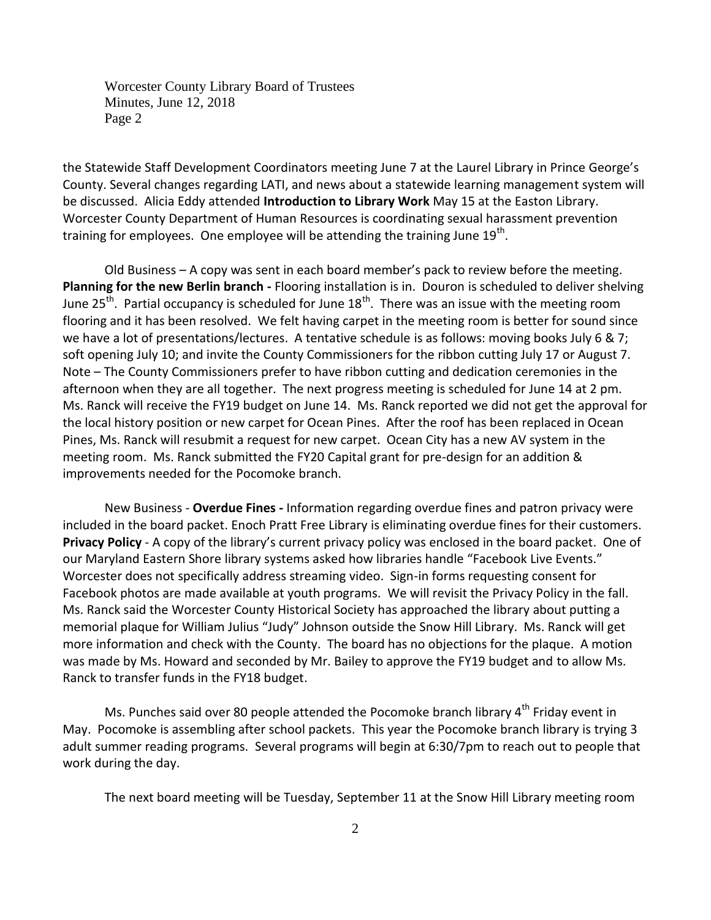the Statewide Staff Development Coordinators meeting June 7 at the Laurel Library in Prince George's County. Several changes regarding LATI, and news about a statewide learning management system will be discussed. Alicia Eddy attended **Introduction to Library Work** May 15 at the Easton Library. Worcester County Department of Human Resources is coordinating sexual harassment prevention training for employees. One employee will be attending the training June 19th.

Old Business – A copy was sent in each board member's pack to review before the meeting. **Planning for the new Berlin branch -** Flooring installation is in. Douron is scheduled to deliver shelving June 25th. Partial occupancy is scheduled for June 18th. There was an issue with the meeting room flooring and it has been resolved. We felt having carpet in the meeting room is better for sound since we have a lot of presentations/lectures. A tentative schedule is as follows: moving books July 6 & 7; soft opening July 10; and invite the County Commissioners for the ribbon cutting July 17 or August 7. Note – The County Commissioners prefer to have ribbon cutting and dedication ceremonies in the afternoon when they are all together. The next progress meeting is scheduled for June 14 at 2 pm. Ms. Ranck will receive the FY19 budget on June 14. Ms. Ranck reported we did not get the approval for the local history position or new carpet for Ocean Pines. After the roof has been replaced in Ocean Pines, Ms. Ranck will resubmit a request for new carpet. Ocean City has a new AV system in the meeting room. Ms. Ranck submitted the FY20 Capital grant for pre-design for an addition & improvements needed for the Pocomoke branch.

New Business - **Overdue Fines -** Information regarding overdue fines and patron privacy were included in the board packet. Enoch Pratt Free Library is eliminating overdue fines for their customers. **Privacy Policy** - A copy of the library's current privacy policy was enclosed in the board packet. One of our Maryland Eastern Shore library systems asked how libraries handle "Facebook Live Events." Worcester does not specifically address streaming video. Sign-in forms requesting consent for Facebook photos are made available at youth programs. We will revisit the Privacy Policy in the fall. Ms. Ranck said the Worcester County Historical Society has approached the library about putting a memorial plaque for William Julius "Judy" Johnson outside the Snow Hill Library. Ms. Ranck will get more information and check with the County. The board has no objections for the plaque. A motion was made by Ms. Howard and seconded by Mr. Bailey to approve the FY19 budget and to allow Ms. Ranck to transfer funds in the FY18 budget.

Ms. Punches said over 80 people attended the Pocomoke branch library 4th Friday event in May. Pocomoke is assembling after school packets. This year the Pocomoke branch library is trying 3 adult summer reading programs. Several programs will begin at 6:30/7pm to reach out to people that work during the day.

The next board meeting will be Tuesday, September 11 at the Snow Hill Library meeting room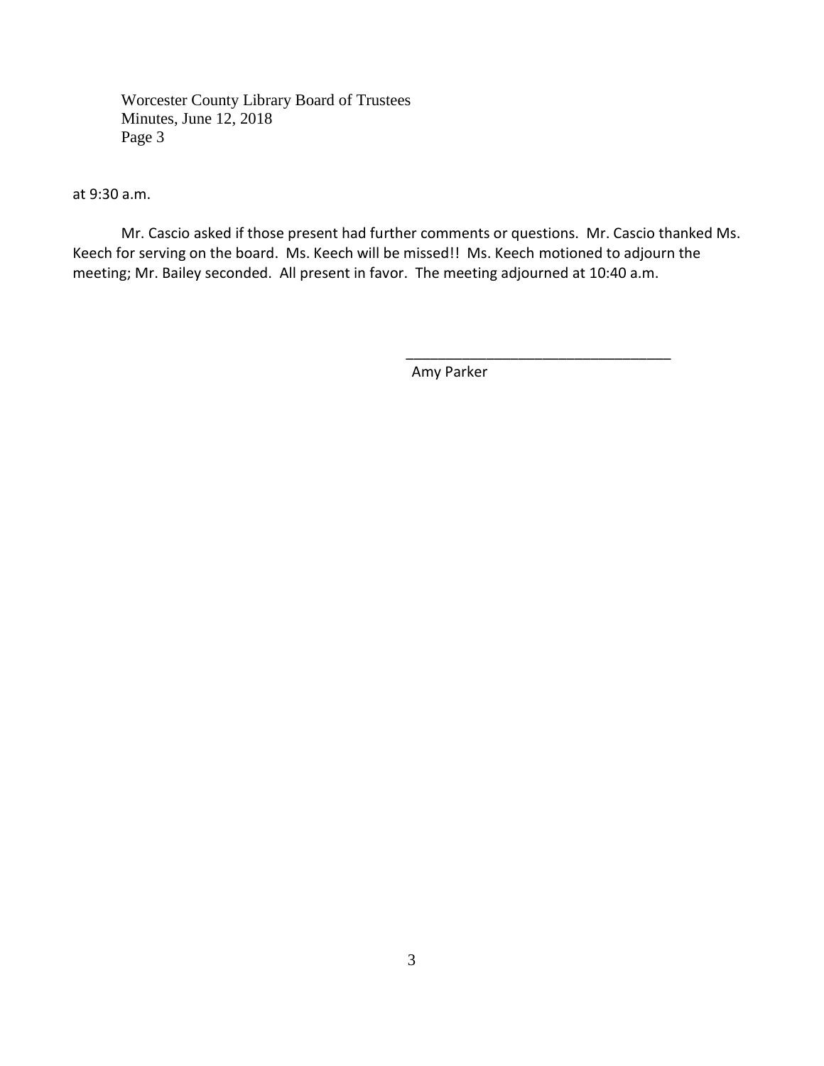at 9:30 a.m.

Mr. Cascio asked if those present had further comments or questions. Mr. Cascio thanked Ms. Keech for serving on the board. Ms. Keech will be missed!! Ms. Keech motioned to adjourn the meeting; Mr. Bailey seconded. All present in favor. The meeting adjourned at 10:40 a.m.

\_\_\_\_\_\_\_\_\_\_\_\_\_\_\_\_\_\_\_\_\_\_\_\_\_\_\_\_\_\_\_\_\_\_

Amy Parker